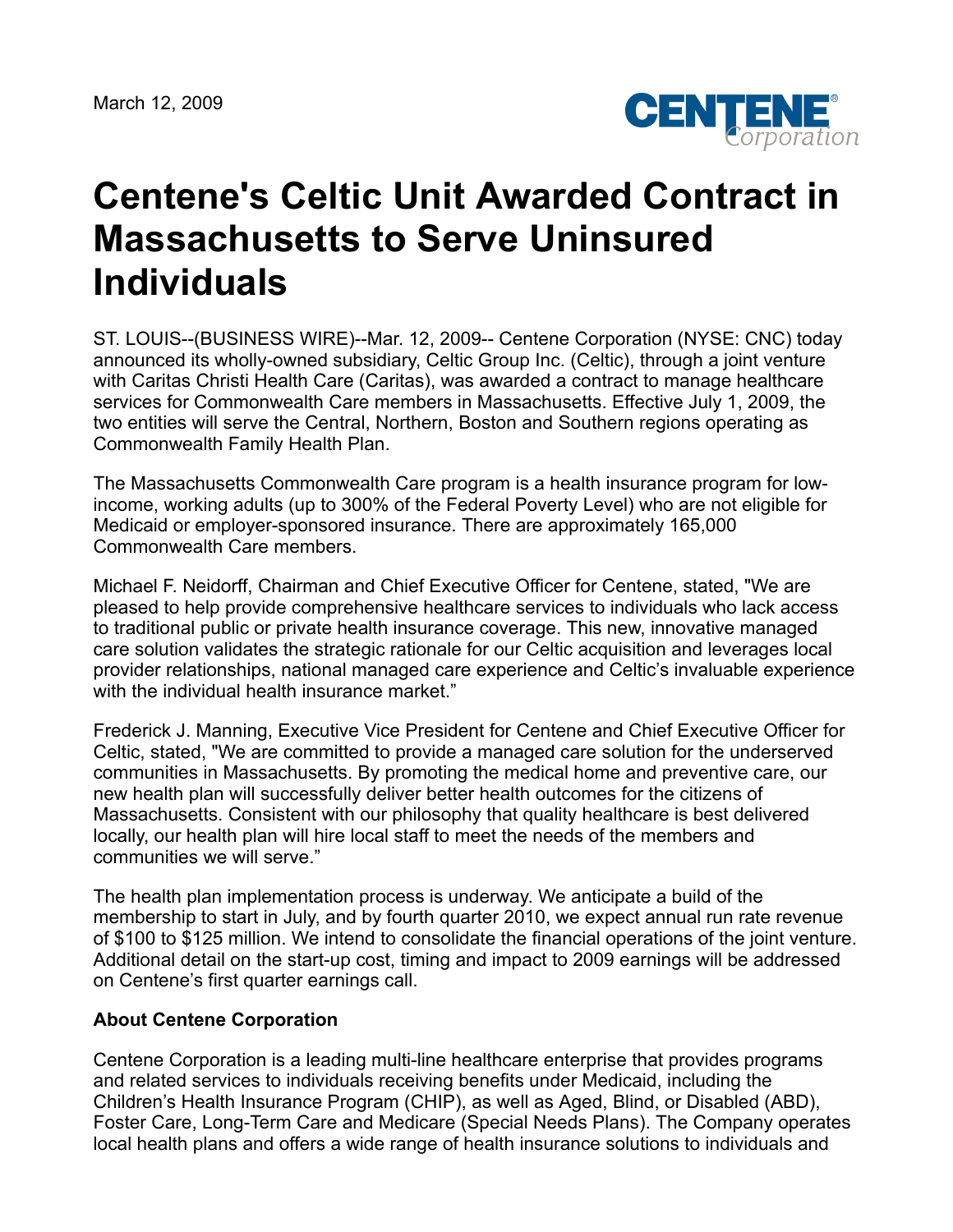March 12, 2009

# Centene's Celtic Unit Awarded Contract in Massachusetts to Serve Uninsured Individuals

ST. LOUIS--(BUSINESS WIRE)--Mar. 12, 2009-- Centene Corporation (NYSE: CNC) today announced its wholly-owned subsidiary, Celtic Group Inc. (Celtic), through a joint venture with Caritas Christi Health Care (Caritas), was awarded a contract to manage healthcare services for Commonwealth Care members in Massachusetts. Effective July 1, 2009, the two entities will serve the Central, Northern, Boston and Southern regions operating as Commonwealth Family Health Plan.

The Massachusetts Commonwealth Care program is a health insurance program for low-income, working adults (up to 300% of the Federal Poverty Level) who are not eligible for Medicaid or employer-sponsored insurance. There are approximately 165,000 Commonwealth Care members.

Michael F. Neidorff, Chairman and Chief Executive Officer for Centene, stated, "We are pleased to help provide comprehensive healthcare services to individuals who lack access to traditional public or private health insurance coverage. This new, innovative managed care solution validates the strategic rationale for our Celtic acquisition and leverages local provider relationships, national managed care experience and Celtic's invaluable experience with the individual health insurance market."

Frederick J. Manning, Executive Vice President for Centene and Chief Executive Officer for Celtic, stated, "We are committed to provide a managed care solution for the underserved communities in Massachusetts. By promoting the medical home and preventive care, our new health plan will successfully deliver better health outcomes for the citizens of Massachusetts. Consistent with our philosophy that quality healthcare is best delivered locally, our health plan will hire local staff to meet the needs of the members and communities we will serve."

The health plan implementation process is underway. We anticipate a build of the membership to start in July, and by fourth quarter 2010, we expect annual run rate revenue of $100 to $125 million. We intend to consolidate the financial operations of the joint venture. Additional detail on the start-up cost, timing and impact to 2009 earnings will be addressed on Centene's first quarter earnings call.

**About Centene Corporation**

Centene Corporation is a leading multi-line healthcare enterprise that provides programs and related services to individuals receiving benefits under Medicaid, including the Children's Health Insurance Program (CHIP), as well as Aged, Blind, or Disabled (ABD), Foster Care, Long-Term Care and Medicare (Special Needs Plans). The Company operates local health plans and offers a wide range of health insurance solutions to individuals and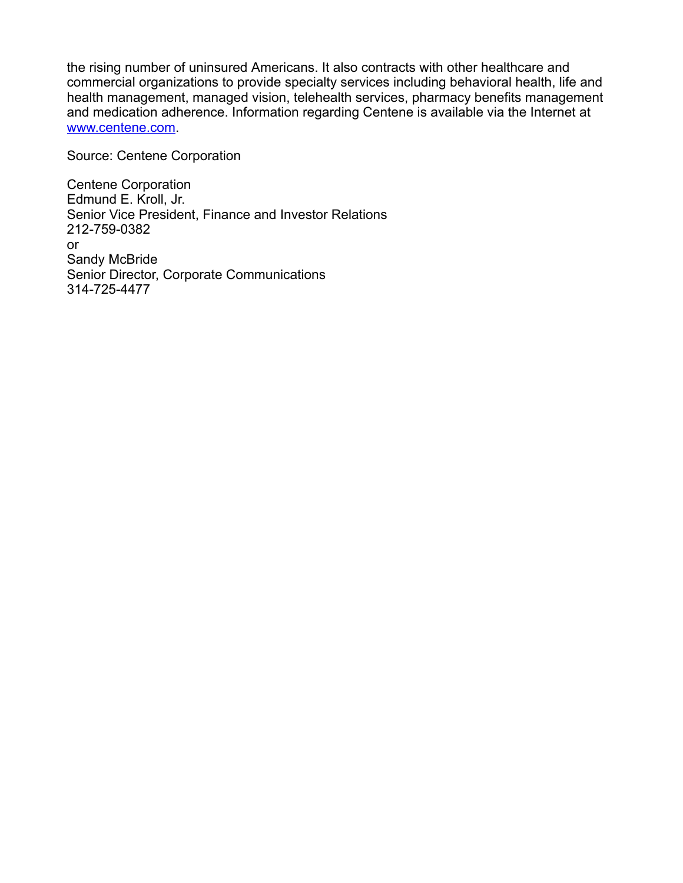the rising number of uninsured Americans. It also contracts with other healthcare and commercial organizations to provide specialty services including behavioral health, life and health management, managed vision, telehealth services, pharmacy benefits management and medication adherence. Information regarding Centene is available via the Internet at [www.centene.com](http://www.centene.com).

Source: Centene Corporation

Centene Corporation
Edmund E. Kroll, Jr.
Senior Vice President, Finance and Investor Relations
212-759-0382
or
Sandy McBride
Senior Director, Corporate Communications
314-725-4477